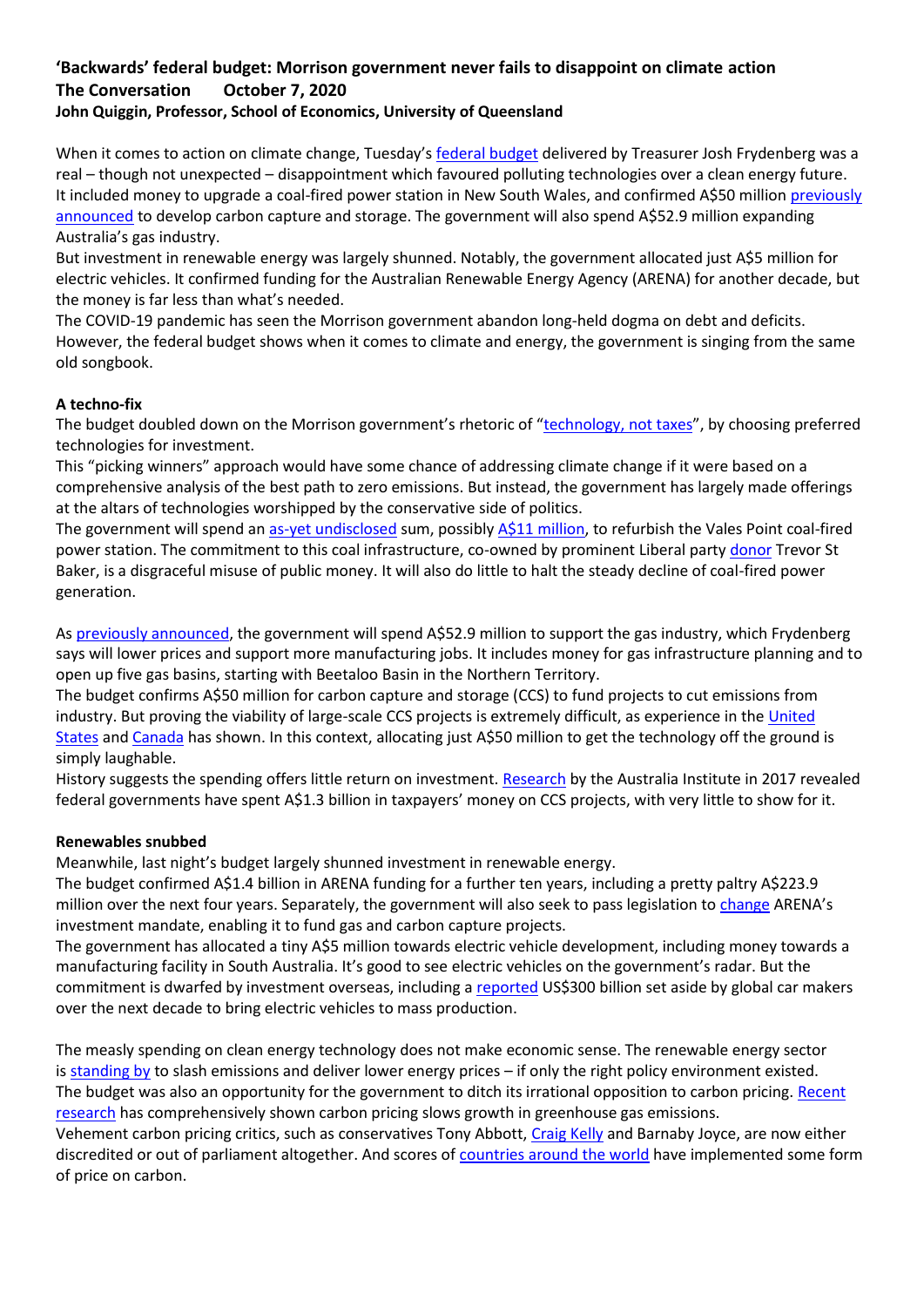# 'Backwards' federal budget: Morrison government never fails to disappoint on climate action

**The Conversation October 7, 2020**

**John Quiggin, Professor, School of Economics, University of Queensland**

When it comes to action on climate change, Tuesday's federal budget delivered by Treasurer Josh Frydenberg was a real – though not unexpected – disappointment which favoured polluting technologies over a clean energy future. It included money to upgrade a coal-fired power station in New South Wales, and confirmed A$50 million previously announced to develop carbon capture and storage. The government will also spend A$52.9 million expanding Australia's gas industry.

But investment in renewable energy was largely shunned. Notably, the government allocated just A$5 million for electric vehicles. It confirmed funding for the Australian Renewable Energy Agency (ARENA) for another decade, but the money is far less than what's needed.

The COVID-19 pandemic has seen the Morrison government abandon long-held dogma on debt and deficits. However, the federal budget shows when it comes to climate and energy, the government is singing from the same old songbook.

**A techno-fix**

The budget doubled down on the Morrison government's rhetoric of "technology, not taxes", by choosing preferred technologies for investment.

This "picking winners" approach would have some chance of addressing climate change if it were based on a comprehensive analysis of the best path to zero emissions. But instead, the government has largely made offerings at the altars of technologies worshipped by the conservative side of politics.

The government will spend an as-yet undisclosed sum, possibly A$11 million, to refurbish the Vales Point coal-fired power station. The commitment to this coal infrastructure, co-owned by prominent Liberal party donor Trevor St Baker, is a disgraceful misuse of public money. It will also do little to halt the steady decline of coal-fired power generation.

As previously announced, the government will spend A$52.9 million to support the gas industry, which Frydenberg says will lower prices and support more manufacturing jobs. It includes money for gas infrastructure planning and to open up five gas basins, starting with Beetaloo Basin in the Northern Territory.

The budget confirms A$50 million for carbon capture and storage (CCS) to fund projects to cut emissions from industry. But proving the viability of large-scale CCS projects is extremely difficult, as experience in the United States and Canada has shown. In this context, allocating just A$50 million to get the technology off the ground is simply laughable.

History suggests the spending offers little return on investment. Research by the Australia Institute in 2017 revealed federal governments have spent A$1.3 billion in taxpayers' money on CCS projects, with very little to show for it.

**Renewables snubbed**

Meanwhile, last night's budget largely shunned investment in renewable energy.

The budget confirmed A$1.4 billion in ARENA funding for a further ten years, including a pretty paltry A$223.9 million over the next four years. Separately, the government will also seek to pass legislation to change ARENA's investment mandate, enabling it to fund gas and carbon capture projects.

The government has allocated a tiny A$5 million towards electric vehicle development, including money towards a manufacturing facility in South Australia. It's good to see electric vehicles on the government's radar. But the commitment is dwarfed by investment overseas, including a reported US$300 billion set aside by global car makers over the next decade to bring electric vehicles to mass production.

The measly spending on clean energy technology does not make economic sense. The renewable energy sector is standing by to slash emissions and deliver lower energy prices – if only the right policy environment existed.

The budget was also an opportunity for the government to ditch its irrational opposition to carbon pricing. Recent research has comprehensively shown carbon pricing slows growth in greenhouse gas emissions.

Vehement carbon pricing critics, such as conservatives Tony Abbott, Craig Kelly and Barnaby Joyce, are now either discredited or out of parliament altogether. And scores of countries around the world have implemented some form of price on carbon.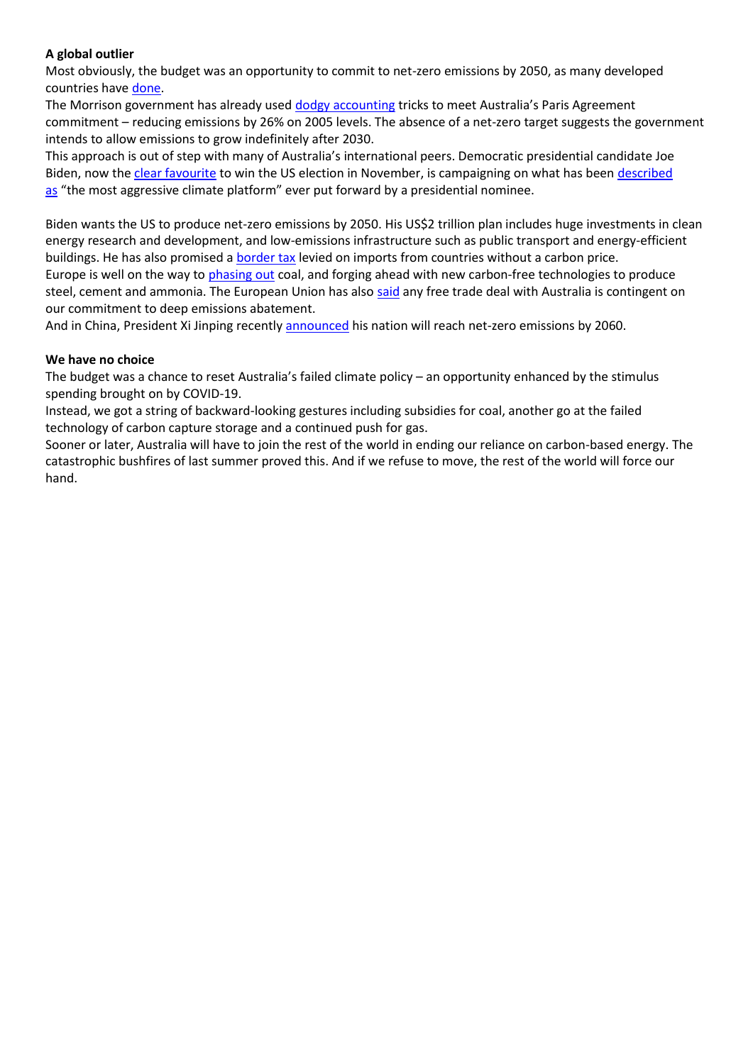### A global outlier

Most obviously, the budget was an opportunity to commit to net-zero emissions by 2050, as many developed countries have done.

The Morrison government has already used dodgy accounting tricks to meet Australia's Paris Agreement commitment – reducing emissions by 26% on 2005 levels. The absence of a net-zero target suggests the government intends to allow emissions to grow indefinitely after 2030.

This approach is out of step with many of Australia's international peers. Democratic presidential candidate Joe Biden, now the clear favourite to win the US election in November, is campaigning on what has been described as "the most aggressive climate platform" ever put forward by a presidential nominee.

Biden wants the US to produce net-zero emissions by 2050. His US$2 trillion plan includes huge investments in clean energy research and development, and low-emissions infrastructure such as public transport and energy-efficient buildings. He has also promised a border tax levied on imports from countries without a carbon price.

Europe is well on the way to phasing out coal, and forging ahead with new carbon-free technologies to produce steel, cement and ammonia. The European Union has also said any free trade deal with Australia is contingent on our commitment to deep emissions abatement.

And in China, President Xi Jinping recently announced his nation will reach net-zero emissions by 2060.

### We have no choice

The budget was a chance to reset Australia's failed climate policy – an opportunity enhanced by the stimulus spending brought on by COVID-19.

Instead, we got a string of backward-looking gestures including subsidies for coal, another go at the failed technology of carbon capture storage and a continued push for gas.

Sooner or later, Australia will have to join the rest of the world in ending our reliance on carbon-based energy. The catastrophic bushfires of last summer proved this. And if we refuse to move, the rest of the world will force our hand.